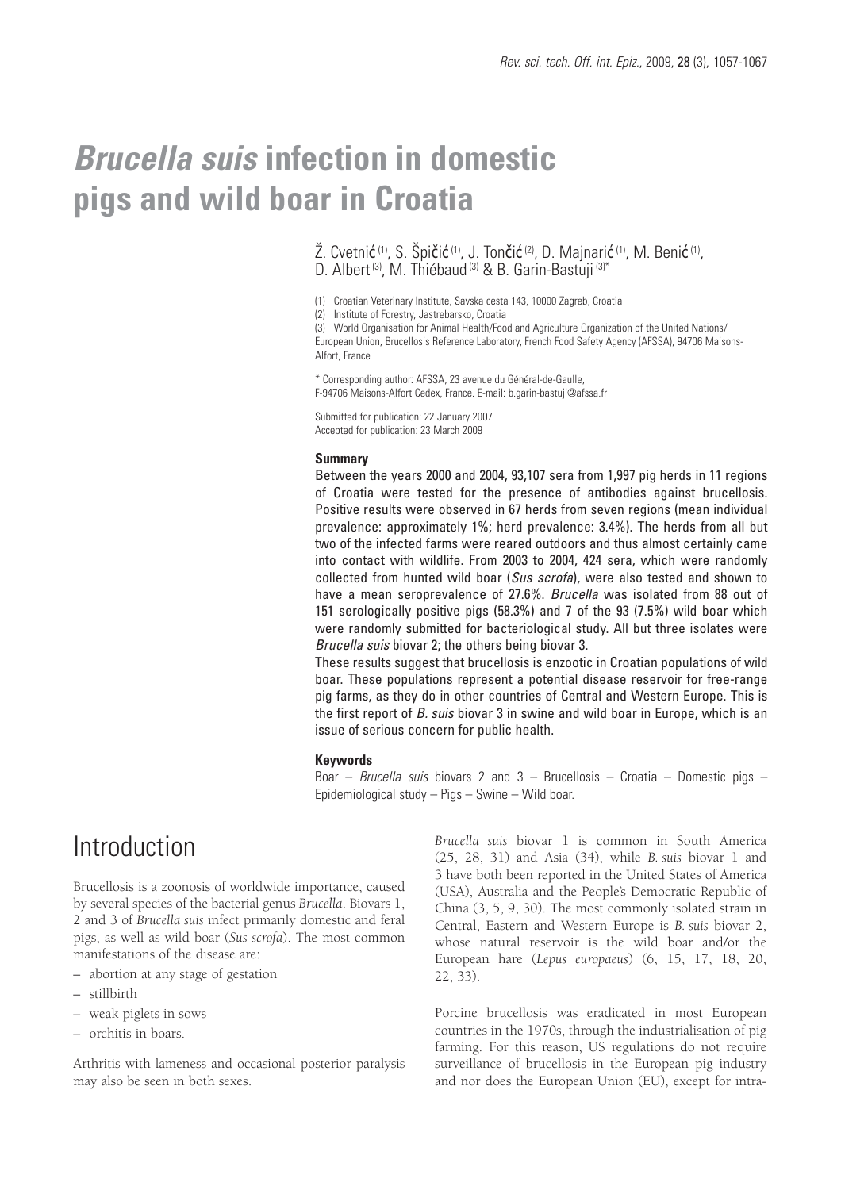# *Brucella suis* infection in domestic pigs and wild boar in Croatia

Ž. Cvetnić [(1)], S. Špičić [(1)], J. Tončić [(2)], D. Majnarić [(1)], M. Benić [(1)], D. Albert [(3)], M. Thiébaud [(3)] & B. Garin-Bastuji [(3)*]

(1) Croatian Veterinary Institute, Savska cesta 143, 10000 Zagreb, Croatia

(2) Institute of Forestry, Jastrebarsko, Croatia

(3) World Organisation for Animal Health/Food and Agriculture Organization of the United Nations/ European Union, Brucellosis Reference Laboratory, French Food Safety Agency (AFSSA), 94706 Maisons-Alfort, France

\* Corresponding author: AFSSA, 23 avenue du Général-de-Gaulle, F-94706 Maisons-Alfort Cedex, France. E-mail: b.garin-bastuji@afssa.fr

Submitted for publication: 22 January 2007
Accepted for publication: 23 March 2009

### Summary

Between the years 2000 and 2004, 93,107 sera from 1,997 pig herds in 11 regions of Croatia were tested for the presence of antibodies against brucellosis. Positive results were observed in 67 herds from seven regions (mean individual prevalence: approximately 1%; herd prevalence: 3.4%). The herds from all but two of the infected farms were reared outdoors and thus almost certainly came into contact with wildlife. From 2003 to 2004, 424 sera, which were randomly collected from hunted wild boar (*Sus scrofa*), were also tested and shown to have a mean seroprevalence of 27.6%. *Brucella* was isolated from 88 out of 151 serologically positive pigs (58.3%) and 7 of the 93 (7.5%) wild boar which were randomly submitted for bacteriological study. All but three isolates were *Brucella suis* biovar 2; the others being biovar 3.

These results suggest that brucellosis is enzootic in Croatian populations of wild boar. These populations represent a potential disease reservoir for free-range pig farms, as they do in other countries of Central and Western Europe. This is the first report of *B. suis* biovar 3 in swine and wild boar in Europe, which is an issue of serious concern for public health.

### Keywords

Boar – *Brucella suis* biovars 2 and 3 – Brucellosis – Croatia – Domestic pigs – Epidemiological study – Pigs – Swine – Wild boar.

## Introduction

Brucellosis is a zoonosis of worldwide importance, caused by several species of the bacterial genus *Brucella*. Biovars 1, 2 and 3 of *Brucella suis* infect primarily domestic and feral pigs, as well as wild boar (*Sus scrofa*). The most common manifestations of the disease are:

– abortion at any stage of gestation

– stillbirth

– weak piglets in sows

– orchitis in boars.

Arthritis with lameness and occasional posterior paralysis may also be seen in both sexes.

*Brucella suis* biovar 1 is common in South America (25, 28, 31) and Asia (34), while *B. suis* biovar 1 and 3 have both been reported in the United States of America (USA), Australia and the People's Democratic Republic of China (3, 5, 9, 30). The most commonly isolated strain in Central, Eastern and Western Europe is *B. suis* biovar 2, whose natural reservoir is the wild boar and/or the European hare (*Lepus europaeus*) (6, 15, 17, 18, 20, 22, 33).

Porcine brucellosis was eradicated in most European countries in the 1970s, through the industrialisation of pig farming. For this reason, US regulations do not require surveillance of brucellosis in the European pig industry and nor does the European Union (EU), except for intra-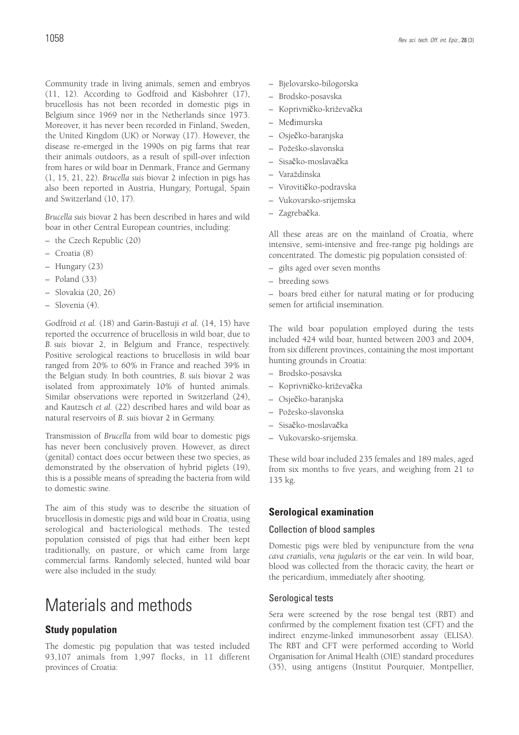Community trade in living animals, semen and embryos (11, 12). According to Godfroid and Käsbohrer (17), brucellosis has not been recorded in domestic pigs in Belgium since 1969 nor in the Netherlands since 1973. Moreover, it has never been recorded in Finland, Sweden, the United Kingdom (UK) or Norway (17). However, the disease re-emerged in the 1990s on pig farms that rear their animals outdoors, as a result of spill-over infection from hares or wild boar in Denmark, France and Germany (1, 15, 21, 22). *Brucella suis* biovar 2 infection in pigs has also been reported in Austria, Hungary, Portugal, Spain and Switzerland (10, 17).

*Brucella suis* biovar 2 has been described in hares and wild boar in other Central European countries, including:

- the Czech Republic (20)
- Croatia (8)
- Hungary (23)
- Poland (33)
- Slovakia (20, 26)
- Slovenia (4).

Godfroid *et al.* (18) and Garin-Bastuji *et al.* (14, 15) have reported the occurrence of brucellosis in wild boar, due to *B. suis* biovar 2, in Belgium and France, respectively. Positive serological reactions to brucellosis in wild boar ranged from 20% to 60% in France and reached 39% in the Belgian study. In both countries, *B. suis* biovar 2 was isolated from approximately 10% of hunted animals. Similar observations were reported in Switzerland (24), and Kautzsch *et al.* (22) described hares and wild boar as natural reservoirs of *B. suis* biovar 2 in Germany.

Transmission of *Brucella* from wild boar to domestic pigs has never been conclusively proven. However, as direct (genital) contact does occur between these two species, as demonstrated by the observation of hybrid piglets (19), this is a possible means of spreading the bacteria from wild to domestic swine.

The aim of this study was to describe the situation of brucellosis in domestic pigs and wild boar in Croatia, using serological and bacteriological methods. The tested population consisted of pigs that had either been kept traditionally, on pasture, or which came from large commercial farms. Randomly selected, hunted wild boar were also included in the study.

# Materials and methods

## Study population

The domestic pig population that was tested included 93,107 animals from 1,997 flocks, in 11 different provinces of Croatia:

- Bjelovarsko-bilogorska
- Brodsko-posavska
- Koprivničko-križevačka
- Međimurska
- Osječko-baranjska
- Požeško-slavonska
- Sisačko-moslavačka
- Varaždinska
- Virovitičko-podravska
- Vukovarsko-srijemska
- Zagrebačka.

All these areas are on the mainland of Croatia, where intensive, semi-intensive and free-range pig holdings are concentrated. The domestic pig population consisted of:

- gilts aged over seven months
- breeding sows
- boars bred either for natural mating or for producing semen for artificial insemination.

The wild boar population employed during the tests included 424 wild boar, hunted between 2003 and 2004, from six different provinces, containing the most important hunting grounds in Croatia:

- Brodsko-posavska
- Koprivničko-križevačka
- Osječko-baranjska
- Požesko-slavonska
- Sisačko-moslavačka
- Vukovarsko-srijemska.

These wild boar included 235 females and 189 males, aged from six months to five years, and weighing from 21 to 135 kg.

## Serological examination

### Collection of blood samples

Domestic pigs were bled by venipuncture from the *vena cava cranialis, vena jugularis* or the ear vein. In wild boar, blood was collected from the thoracic cavity, the heart or the pericardium, immediately after shooting.

### Serological tests

Sera were screened by the rose bengal test (RBT) and confirmed by the complement fixation test (CFT) and the indirect enzyme-linked immunosorbent assay (ELISA). The RBT and CFT were performed according to World Organisation for Animal Health (OIE) standard procedures (35), using antigens (Institut Pourquier, Montpellier,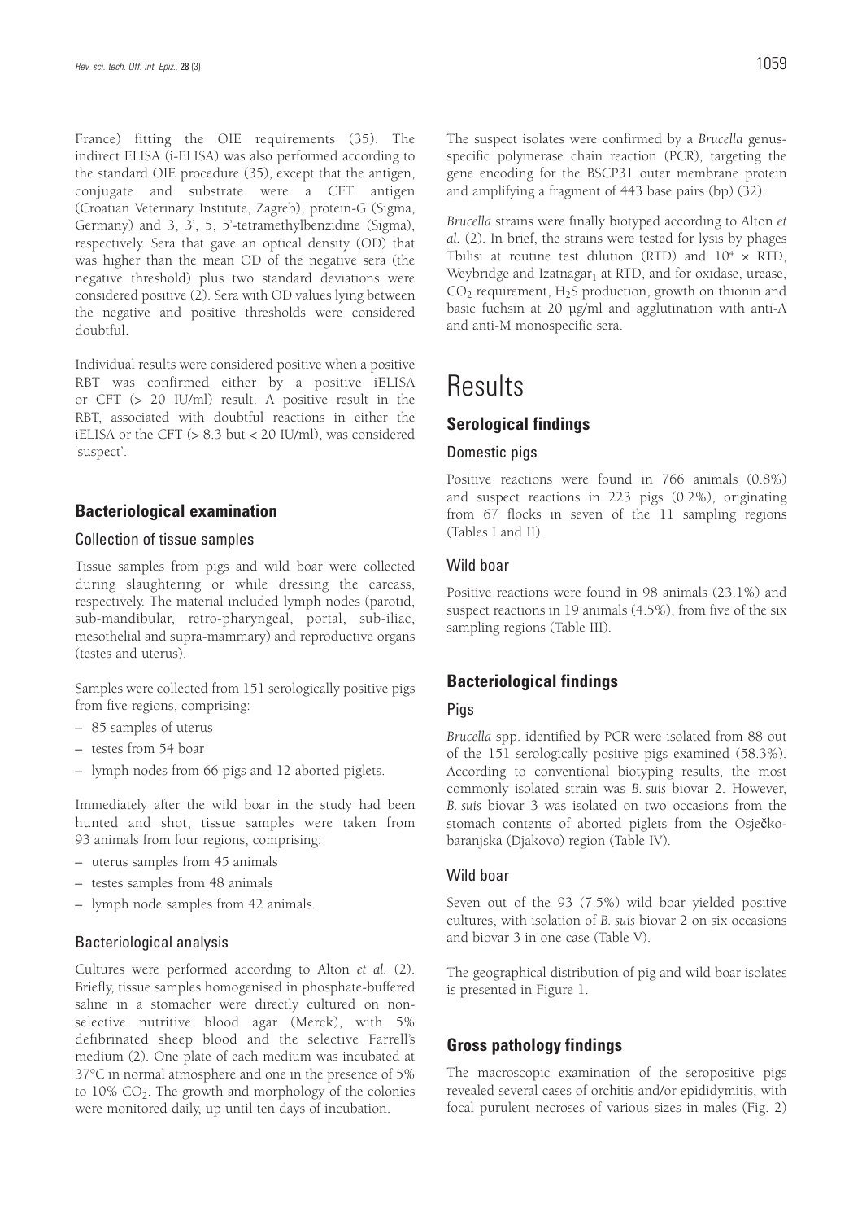France) fitting the OIE requirements (35). The indirect ELISA (i-ELISA) was also performed according to the standard OIE procedure (35), except that the antigen, conjugate and substrate were a CFT antigen (Croatian Veterinary Institute, Zagreb), protein-G (Sigma, Germany) and 3, 3', 5, 5'-tetramethylbenzidine (Sigma), respectively. Sera that gave an optical density (OD) that was higher than the mean OD of the negative sera (the negative threshold) plus two standard deviations were considered positive (2). Sera with OD values lying between the negative and positive thresholds were considered doubtful.

Individual results were considered positive when a positive RBT was confirmed either by a positive iELISA or CFT (> 20 IU/ml) result. A positive result in the RBT, associated with doubtful reactions in either the iELISA or the CFT (> 8.3 but < 20 IU/ml), was considered 'suspect'.

### Bacteriological examination

#### Collection of tissue samples

Tissue samples from pigs and wild boar were collected during slaughtering or while dressing the carcass, respectively. The material included lymph nodes (parotid, sub-mandibular, retro-pharyngeal, portal, sub-iliac, mesothelial and supra-mammary) and reproductive organs (testes and uterus).

Samples were collected from 151 serologically positive pigs from five regions, comprising:

– 85 samples of uterus
– testes from 54 boar
– lymph nodes from 66 pigs and 12 aborted piglets.

Immediately after the wild boar in the study had been hunted and shot, tissue samples were taken from 93 animals from four regions, comprising:

– uterus samples from 45 animals
– testes samples from 48 animals
– lymph node samples from 42 animals.

#### Bacteriological analysis

Cultures were performed according to Alton *et al.* (2). Briefly, tissue samples homogenised in phosphate-buffered saline in a stomacher were directly cultured on non-selective nutritive blood agar (Merck), with 5% defibrinated sheep blood and the selective Farrell's medium (2). One plate of each medium was incubated at 37°C in normal atmosphere and one in the presence of 5% to 10% $CO_2$. The growth and morphology of the colonies were monitored daily, up until ten days of incubation.

The suspect isolates were confirmed by a *Brucella* genus-specific polymerase chain reaction (PCR), targeting the gene encoding for the BSCP31 outer membrane protein and amplifying a fragment of 443 base pairs (bp) (32).

*Brucella* strains were finally biotyped according to Alton *et al.* (2). In brief, the strains were tested for lysis by phages Tbilisi at routine test dilution (RTD) and $10^4 \times$ RTD, Weybridge and Izatnagar$_1$ at RTD, and for oxidase, urease, $CO_2$ requirement, $H_2S$ production, growth on thionin and basic fuchsin at 20 µg/ml and agglutination with anti-A and anti-M monospecific sera.

# Results

### Serological findings

#### Domestic pigs

Positive reactions were found in 766 animals (0.8%) and suspect reactions in 223 pigs (0.2%), originating from 67 flocks in seven of the 11 sampling regions (Tables I and II).

#### Wild boar

Positive reactions were found in 98 animals (23.1%) and suspect reactions in 19 animals (4.5%), from five of the six sampling regions (Table III).

### Bacteriological findings

#### Pigs

*Brucella* spp. identified by PCR were isolated from 88 out of the 151 serologically positive pigs examined (58.3%). According to conventional biotyping results, the most commonly isolated strain was *B. suis* biovar 2. However, *B. suis* biovar 3 was isolated on two occasions from the stomach contents of aborted piglets from the Osječko-baranjska (Djakovo) region (Table IV).

#### Wild boar

Seven out of the 93 (7.5%) wild boar yielded positive cultures, with isolation of *B. suis* biovar 2 on six occasions and biovar 3 in one case (Table V).

The geographical distribution of pig and wild boar isolates is presented in Figure 1.

### Gross pathology findings

The macroscopic examination of the seropositive pigs revealed several cases of orchitis and/or epididymitis, with focal purulent necroses of various sizes in males (Fig. 2)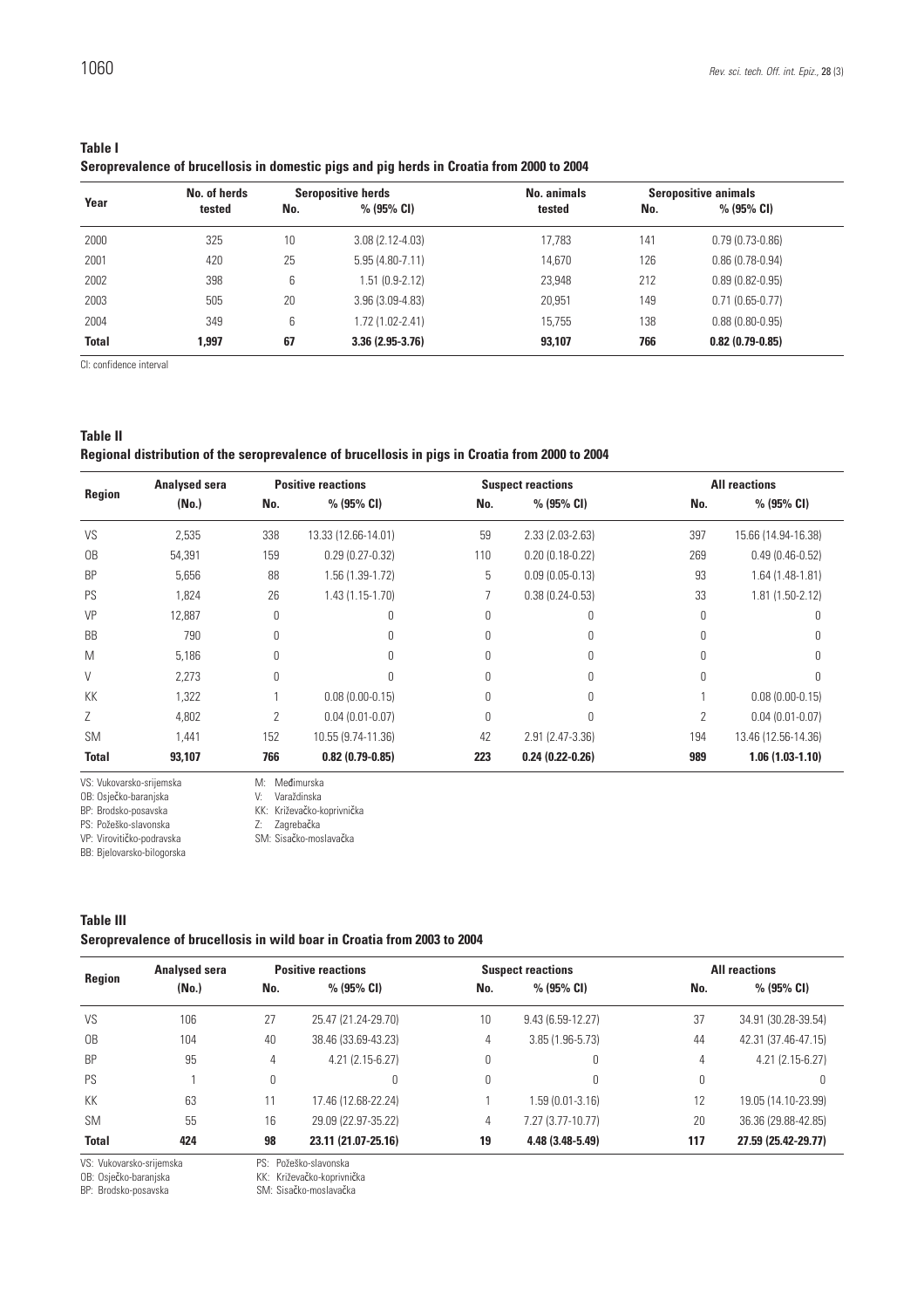**Table I**
**Seroprevalence of brucellosis in domestic pigs and pig herds in Croatia from 2000 to 2004**

| Year | No. of herds tested | Seropositive herds | | No. animals tested | Seropositive animals | |
|---|---|---|---|---|---|---|
| | | No. | % (95% CI) | | No. | % (95% CI) |
| 2000 | 325 | 10 | 3.08 (2.12-4.03) | 17,783 | 141 | 0.79 (0.73-0.86) |
| 2001 | 420 | 25 | 5.95 (4.80-7.11) | 14,670 | 126 | 0.86 (0.78-0.94) |
| 2002 | 398 | 6 | 1.51 (0.9-2.12) | 23,948 | 212 | 0.89 (0.82-0.95) |
| 2003 | 505 | 20 | 3.96 (3.09-4.83) | 20,951 | 149 | 0.71 (0.65-0.77) |
| 2004 | 349 | 6 | 1.72 (1.02-2.41) | 15,755 | 138 | 0.88 (0.80-0.95) |
| **Total** | **1,997** | **67** | **3.36 (2.95-3.76)** | **93,107** | **766** | **0.82 (0.79-0.85)** |

CI: confidence interval

**Table II**
**Regional distribution of the seroprevalence of brucellosis in pigs in Croatia from 2000 to 2004**

| Region | Analysed sera (No.) | Positive reactions | | Suspect reactions | | All reactions | |
|---|---|---|---|---|---|---|---|
| | | No. | % (95% CI) | No. | % (95% CI) | No. | % (95% CI) |
| VS | 2,535 | 338 | 13.33 (12.66-14.01) | 59 | 2.33 (2.03-2.63) | 397 | 15.66 (14.94-16.38) |
| OB | 54,391 | 159 | 0.29 (0.27-0.32) | 110 | 0.20 (0.18-0.22) | 269 | 0.49 (0.46-0.52) |
| BP | 5,656 | 88 | 1.56 (1.39-1.72) | 5 | 0.09 (0.05-0.13) | 93 | 1.64 (1.48-1.81) |
| PS | 1,824 | 26 | 1.43 (1.15-1.70) | 7 | 0.38 (0.24-0.53) | 33 | 1.81 (1.50-2.12) |
| VP | 12,887 | 0 | 0 | 0 | 0 | 0 | 0 |
| BB | 790 | 0 | 0 | 0 | 0 | 0 | 0 |
| M | 5,186 | 0 | 0 | 0 | 0 | 0 | 0 |
| V | 2,273 | 0 | 0 | 0 | 0 | 0 | 0 |
| KK | 1,322 | 1 | 0.08 (0.00-0.15) | 0 | 0 | 1 | 0.08 (0.00-0.15) |
| Z | 4,802 | 2 | 0.04 (0.01-0.07) | 0 | 0 | 2 | 0.04 (0.01-0.07) |
| SM | 1,441 | 152 | 10.55 (9.74-11.36) | 42 | 2.91 (2.47-3.36) | 194 | 13.46 (12.56-14.36) |
| **Total** | **93,107** | **766** | **0.82 (0.79-0.85)** | **223** | **0.24 (0.22-0.26)** | **989** | **1.06 (1.03-1.10)** |

VS: Vukovarsko-srijemska
OB: Osječko-baranjska
BP: Brodsko-posavska
PS: Požeško-slavonska
VP: Virovitičko-podravska
BB: Bjelovarsko-bilogorska
M: Međimurska
V: Varaždinska
KK: Križevačko-koprivnička
Z: Zagrebačka
SM: Sisačko-moslavačka

**Table III**
**Seroprevalence of brucellosis in wild boar in Croatia from 2003 to 2004**

| Region | Analysed sera (No.) | Positive reactions | | Suspect reactions | | All reactions | |
|---|---|---|---|---|---|---|---|
| | | No. | % (95% CI) | No. | % (95% CI) | No. | % (95% CI) |
| VS | 106 | 27 | 25.47 (21.24-29.70) | 10 | 9.43 (6.59-12.27) | 37 | 34.91 (30.28-39.54) |
| OB | 104 | 40 | 38.46 (33.69-43.23) | 4 | 3.85 (1.96-5.73) | 44 | 42.31 (37.46-47.15) |
| BP | 95 | 4 | 4.21 (2.15-6.27) | 0 | 0 | 4 | 4.21 (2.15-6.27) |
| PS | 1 | 0 | 0 | 0 | 0 | 0 | 0 |
| KK | 63 | 11 | 17.46 (12.68-22.24) | 1 | 1.59 (0.01-3.16) | 12 | 19.05 (14.10-23.99) |
| SM | 55 | 16 | 29.09 (22.97-35.22) | 4 | 7.27 (3.77-10.77) | 20 | 36.36 (29.88-42.85) |
| **Total** | **424** | **98** | **23.11 (21.07-25.16)** | **19** | **4.48 (3.48-5.49)** | **117** | **27.59 (25.42-29.77)** |

VS: Vukovarsko-srijemska
OB: Osječko-baranjska
BP: Brodsko-posavska
PS: Požeško-slavonska
KK: Križevačko-koprivnička
SM: Sisačko-moslavačka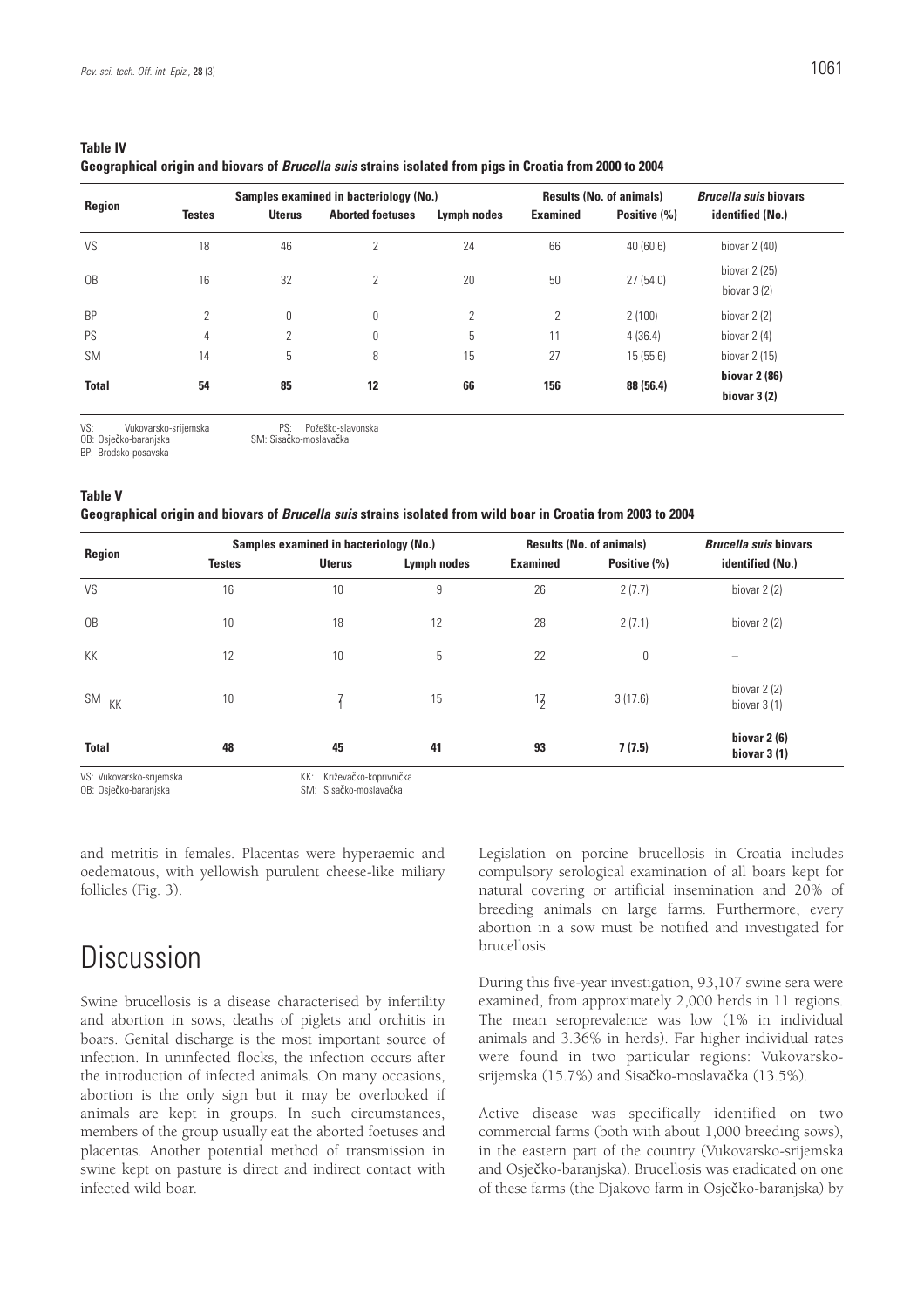**Table IV**
**Geographical origin and biovars of *Brucella suis* strains isolated from pigs in Croatia from 2000 to 2004**

| Region | Samples examined in bacteriology (No.) | | | | Results (No. of animals) | | *Brucella suis* biovars identified (No.) |
|---|---|---|---|---|---|---|---|
| | Testes | Uterus | Aborted foetuses | Lymph nodes | Examined | Positive (%) | |
| VS | 18 | 46 | 2 | 24 | 66 | 40 (60.6) | biovar 2 (40) |
| OB | 16 | 32 | 2 | 20 | 50 | 27 (54.0) | biovar 2 (25) biovar 3 (2) |
| BP | 2 | 0 | 0 | 2 | 2 | 2 (100) | biovar 2 (2) |
| PS | 4 | 2 | 0 | 5 | 11 | 4 (36.4) | biovar 2 (4) |
| SM | 14 | 5 | 8 | 15 | 27 | 15 (55.6) | biovar 2 (15) |
| **Total** | **54** | **85** | **12** | **66** | **156** | **88 (56.4)** | **biovar 2 (86) biovar 3 (2)** |

VS: Vukovarsko-srijemska
OB: Osječko-baranjska
BP: Brodsko-posavska
PS: Požeško-slavonska
SM: Sisačko-moslavačka

**Table V**
**Geographical origin and biovars of *Brucella suis* strains isolated from wild boar in Croatia from 2003 to 2004**

| Region | Samples examined in bacteriology (No.) | | | Results (No. of animals) | | *Brucella suis* biovars identified (No.) |
|---|---|---|---|---|---|---|
| | Testes | Uterus | Lymph nodes | Examined | Positive (%) | |
| VS | 16 | 10 | 9 | 26 | 2 (7.7) | biovar 2 (2) |
| OB | 10 | 18 | 12 | 28 | 2 (7.1) | biovar 2 (2) |
| KK | 12 | 10 | 5 | 22 | 0 | – |
| SM KK | 10 | 7 1 | 15 | 17 2 | 3 (17.6) | biovar 2 (2) biovar 3 (1) |
| **Total** | **48** | **45** | **41** | **93** | **7 (7.5)** | **biovar 2 (6) biovar 3 (1)** |

VS: Vukovarsko-srijemska
OB: Osječko-baranjska
KK: Križevačko-koprivnička
SM: Sisačko-moslavačka

and metritis in females. Placentas were hyperaemic and oedematous, with yellowish purulent cheese-like miliary follicles (Fig. 3).

# Discussion

Swine brucellosis is a disease characterised by infertility and abortion in sows, deaths of piglets and orchitis in boars. Genital discharge is the most important source of infection. In uninfected flocks, the infection occurs after the introduction of infected animals. On many occasions, abortion is the only sign but it may be overlooked if animals are kept in groups. In such circumstances, members of the group usually eat the aborted foetuses and placentas. Another potential method of transmission in swine kept on pasture is direct and indirect contact with infected wild boar.

Legislation on porcine brucellosis in Croatia includes compulsory serological examination of all boars kept for natural covering or artificial insemination and 20% of breeding animals on large farms. Furthermore, every abortion in a sow must be notified and investigated for brucellosis.

During this five-year investigation, 93,107 swine sera were examined, from approximately 2,000 herds in 11 regions. The mean seroprevalence was low (1% in individual animals and 3.36% in herds). Far higher individual rates were found in two particular regions: Vukovarsko-srijemska (15.7%) and Sisačko-moslavačka (13.5%).

Active disease was specifically identified on two commercial farms (both with about 1,000 breeding sows), in the eastern part of the country (Vukovarsko-srijemska and Osječko-baranjska). Brucellosis was eradicated on one of these farms (the Djakovo farm in Osječko-baranjska) by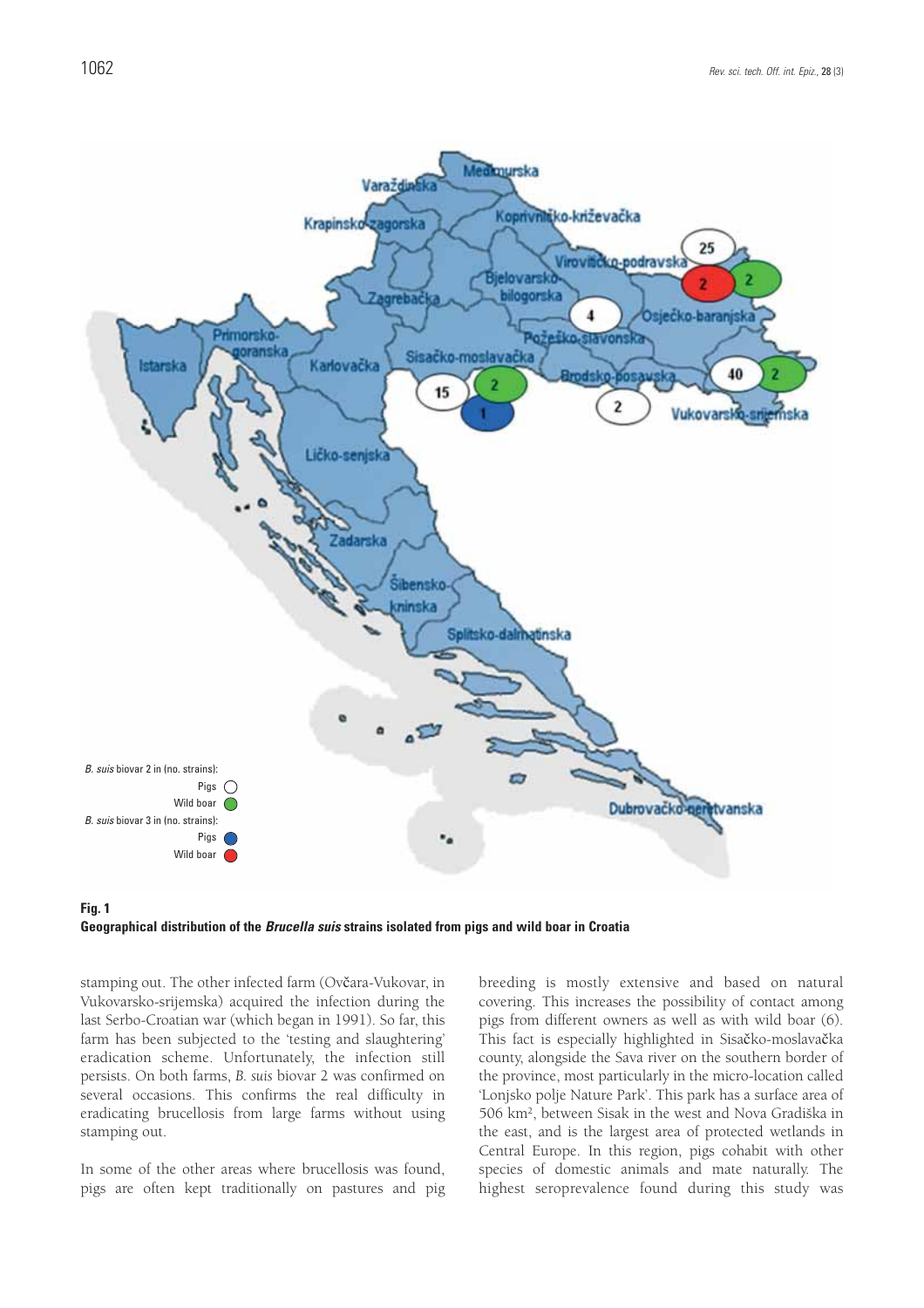**Fig. 1**
**Geographical distribution of the *Brucella suis* strains isolated from pigs and wild boar in Croatia**

stamping out. The other infected farm (Ovčara-Vukovar, in Vukovarsko-srijemska) acquired the infection during the last Serbo-Croatian war (which began in 1991). So far, this farm has been subjected to the 'testing and slaughtering' eradication scheme. Unfortunately, the infection still persists. On both farms, *B. suis* biovar 2 was confirmed on several occasions. This confirms the real difficulty in eradicating brucellosis from large farms without using stamping out.

In some of the other areas where brucellosis was found, pigs are often kept traditionally on pastures and pig breeding is mostly extensive and based on natural covering. This increases the possibility of contact among pigs from different owners as well as with wild boar (6). This fact is especially highlighted in Sisačko-moslavačka county, alongside the Sava river on the southern border of the province, most particularly in the micro-location called 'Lonjsko polje Nature Park'. This park has a surface area of 506 km², between Sisak in the west and Nova Gradiška in the east, and is the largest area of protected wetlands in Central Europe. In this region, pigs cohabit with other species of domestic animals and mate naturally. The highest seroprevalence found during this study was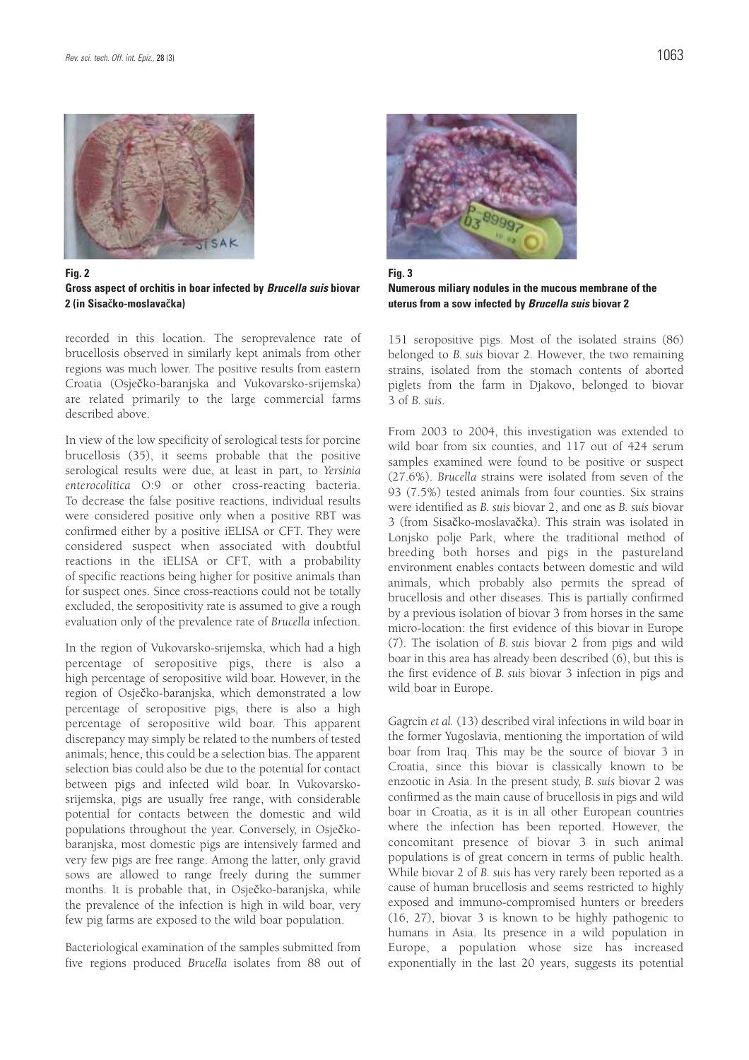**Fig. 2**
**Gross aspect of orchitis in boar infected by *Brucella suis* biovar 2 (in Sisačko-moslavačka)**

**Fig. 3**
**Numerous miliary nodules in the mucous membrane of the uterus from a sow infected by *Brucella suis* biovar 2**

recorded in this location. The seroprevalence rate of brucellosis observed in similarly kept animals from other regions was much lower. The positive results from eastern Croatia (Osječko-baranjska and Vukovarsko-srijemska) are related primarily to the large commercial farms described above.

In view of the low specificity of serological tests for porcine brucellosis (35), it seems probable that the positive serological results were due, at least in part, to *Yersinia enterocolitica* O:9 or other cross-reacting bacteria. To decrease the false positive reactions, individual results were considered positive only when a positive RBT was confirmed either by a positive iELISA or CFT. They were considered suspect when associated with doubtful reactions in the iELISA or CFT, with a probability of specific reactions being higher for positive animals than for suspect ones. Since cross-reactions could not be totally excluded, the seropositivity rate is assumed to give a rough evaluation only of the prevalence rate of *Brucella* infection.

In the region of Vukovarsko-srijemska, which had a high percentage of seropositive pigs, there is also a high percentage of seropositive wild boar. However, in the region of Osječko-baranjska, which demonstrated a low percentage of seropositive pigs, there is also a high percentage of seropositive wild boar. This apparent discrepancy may simply be related to the numbers of tested animals; hence, this could be a selection bias. The apparent selection bias could also be due to the potential for contact between pigs and infected wild boar. In Vukovarsko-srijemska, pigs are usually free range, with considerable potential for contacts between the domestic and wild populations throughout the year. Conversely, in Osječko-baranjska, most domestic pigs are intensively farmed and very few pigs are free range. Among the latter, only gravid sows are allowed to range freely during the summer months. It is probable that, in Osječko-baranjska, while the prevalence of the infection is high in wild boar, very few pig farms are exposed to the wild boar population.

Bacteriological examination of the samples submitted from five regions produced *Brucella* isolates from 88 out of 151 seropositive pigs. Most of the isolated strains (86) belonged to *B. suis* biovar 2. However, the two remaining strains, isolated from the stomach contents of aborted piglets from the farm in Djakovo, belonged to biovar 3 of *B. suis*.

From 2003 to 2004, this investigation was extended to wild boar from six counties, and 117 out of 424 serum samples examined were found to be positive or suspect (27.6%). *Brucella* strains were isolated from seven of the 93 (7.5%) tested animals from four counties. Six strains were identified as *B. suis* biovar 2, and one as *B. suis* biovar 3 (from Sisačko-moslavačka). This strain was isolated in Lonjsko polje Park, where the traditional method of breeding both horses and pigs in the pastureland environment enables contacts between domestic and wild animals, which probably also permits the spread of brucellosis and other diseases. This is partially confirmed by a previous isolation of biovar 3 from horses in the same micro-location: the first evidence of this biovar in Europe (7). The isolation of *B. suis* biovar 2 from pigs and wild boar in this area has already been described (6), but this is the first evidence of *B. suis* biovar 3 infection in pigs and wild boar in Europe.

Gagrcin *et al.* (13) described viral infections in wild boar in the former Yugoslavia, mentioning the importation of wild boar from Iraq. This may be the source of biovar 3 in Croatia, since this biovar is classically known to be enzootic in Asia. In the present study, *B. suis* biovar 2 was confirmed as the main cause of brucellosis in pigs and wild boar in Croatia, as it is in all other European countries where the infection has been reported. However, the concomitant presence of biovar 3 in such animal populations is of great concern in terms of public health. While biovar 2 of *B. suis* has very rarely been reported as a cause of human brucellosis and seems restricted to highly exposed and immuno-compromised hunters or breeders (16, 27), biovar 3 is known to be highly pathogenic to humans in Asia. Its presence in a wild population in Europe, a population whose size has increased exponentially in the last 20 years, suggests its potential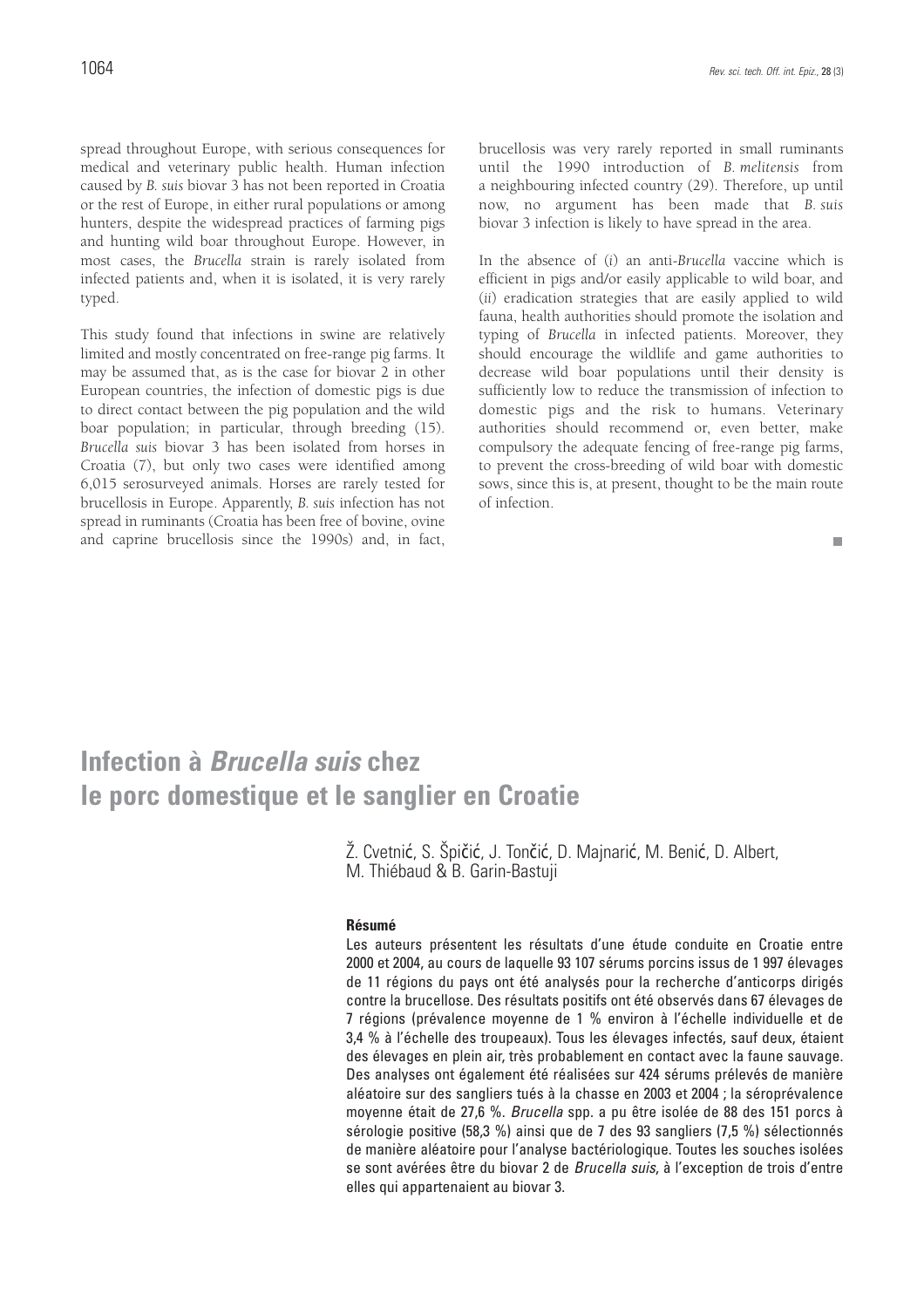spread throughout Europe, with serious consequences for medical and veterinary public health. Human infection caused by *B. suis* biovar 3 has not been reported in Croatia or the rest of Europe, in either rural populations or among hunters, despite the widespread practices of farming pigs and hunting wild boar throughout Europe. However, in most cases, the *Brucella* strain is rarely isolated from infected patients and, when it is isolated, it is very rarely typed.

This study found that infections in swine are relatively limited and mostly concentrated on free-range pig farms. It may be assumed that, as is the case for biovar 2 in other European countries, the infection of domestic pigs is due to direct contact between the pig population and the wild boar population; in particular, through breeding (15). *Brucella suis* biovar 3 has been isolated from horses in Croatia (7), but only two cases were identified among 6,015 serosurveyed animals. Horses are rarely tested for brucellosis in Europe. Apparently, *B. suis* infection has not spread in ruminants (Croatia has been free of bovine, ovine and caprine brucellosis since the 1990s) and, in fact, brucellosis was very rarely reported in small ruminants until the 1990 introduction of *B. melitensis* from a neighbouring infected country (29). Therefore, up until now, no argument has been made that *B. suis* biovar 3 infection is likely to have spread in the area.

In the absence of (*i*) an anti-*Brucella* vaccine which is efficient in pigs and/or easily applicable to wild boar, and (*ii*) eradication strategies that are easily applied to wild fauna, health authorities should promote the isolation and typing of *Brucella* in infected patients. Moreover, they should encourage the wildlife and game authorities to decrease wild boar populations until their density is sufficiently low to reduce the transmission of infection to domestic pigs and the risk to humans. Veterinary authorities should recommend or, even better, make compulsory the adequate fencing of free-range pig farms, to prevent the cross-breeding of wild boar with domestic sows, since this is, at present, thought to be the main route of infection.

# Infection à *Brucella suis* chez le porc domestique et le sanglier en Croatie

Ž. Cvetnić, S. Špičić, J. Tončić, D. Majnarić, M. Benić, D. Albert, M. Thiébaud & B. Garin-Bastuji

### Résumé

Les auteurs présentent les résultats d'une étude conduite en Croatie entre 2000 et 2004, au cours de laquelle 93 107 sérums porcins issus de 1 997 élevages de 11 régions du pays ont été analysés pour la recherche d'anticorps dirigés contre la brucellose. Des résultats positifs ont été observés dans 67 élevages de 7 régions (prévalence moyenne de 1 % environ à l'échelle individuelle et de 3,4 % à l'échelle des troupeaux). Tous les élevages infectés, sauf deux, étaient des élevages en plein air, très probablement en contact avec la faune sauvage. Des analyses ont également été réalisées sur 424 sérums prélevés de manière aléatoire sur des sangliers tués à la chasse en 2003 et 2004 ; la séroprévalence moyenne était de 27,6 %. *Brucella* spp. a pu être isolée de 88 des 151 porcs à sérologie positive (58,3 %) ainsi que de 7 des 93 sangliers (7,5 %) sélectionnés de manière aléatoire pour l'analyse bactériologique. Toutes les souches isolées se sont avérées être du biovar 2 de *Brucella suis*, à l'exception de trois d'entre elles qui appartenaient au biovar 3.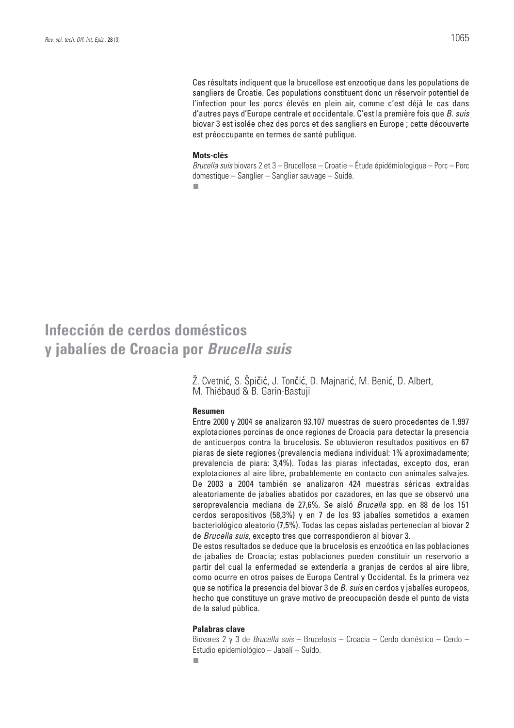Ces résultats indiquent que la brucellose est enzootique dans les populations de sangliers de Croatie. Ces populations constituent donc un réservoir potentiel de l'infection pour les porcs élevés en plein air, comme c'est déjà le cas dans d'autres pays d'Europe centrale et occidentale. C'est la première fois que *B. suis* biovar 3 est isolée chez des porcs et des sangliers en Europe ; cette découverte est préoccupante en termes de santé publique.

**Mots-clés**

*Brucella suis* biovars 2 et 3 – Brucellose – Croatie – Étude épidémiologique – Porc – Porc domestique – Sanglier – Sanglier sauvage – Suidé.

# Infección de cerdos domésticos y jabalíes de Croacia por *Brucella suis*

Ž. Cvetnić, S. Špičić, J. Tončić, D. Majnarić, M. Benić, D. Albert, M. Thiébaud & B. Garin-Bastuji

**Resumen**

Entre 2000 y 2004 se analizaron 93.107 muestras de suero procedentes de 1.997 explotaciones porcinas de once regiones de Croacia para detectar la presencia de anticuerpos contra la brucelosis. Se obtuvieron resultados positivos en 67 piaras de siete regiones (prevalencia mediana individual: 1% aproximadamente; prevalencia de piara: 3,4%). Todas las piaras infectadas, excepto dos, eran explotaciones al aire libre, probablemente en contacto con animales salvajes. De 2003 a 2004 también se analizaron 424 muestras séricas extraídas aleatoriamente de jabalíes abatidos por cazadores, en las que se observó una seroprevalencia mediana de 27,6%. Se aisló *Brucella* spp. en 88 de los 151 cerdos seropositivos (58,3%) y en 7 de los 93 jabalíes sometidos a examen bacteriológico aleatorio (7,5%). Todas las cepas aisladas pertenecían al biovar 2 de *Brucella suis*, excepto tres que correspondieron al biovar 3.

De estos resultados se deduce que la brucelosis es enzoótica en las poblaciones de jabalíes de Croacia; estas poblaciones pueden constituir un reservorio a partir del cual la enfermedad se extendería a granjas de cerdos al aire libre, como ocurre en otros países de Europa Central y Occidental. Es la primera vez que se notifica la presencia del biovar 3 de *B. suis* en cerdos y jabalíes europeos, hecho que constituye un grave motivo de preocupación desde el punto de vista de la salud pública.

**Palabras clave**

Biovares 2 y 3 de *Brucella suis* – Brucelosis – Croacia – Cerdo doméstico – Cerdo – Estudio epidemiológico – Jabalí – Suído.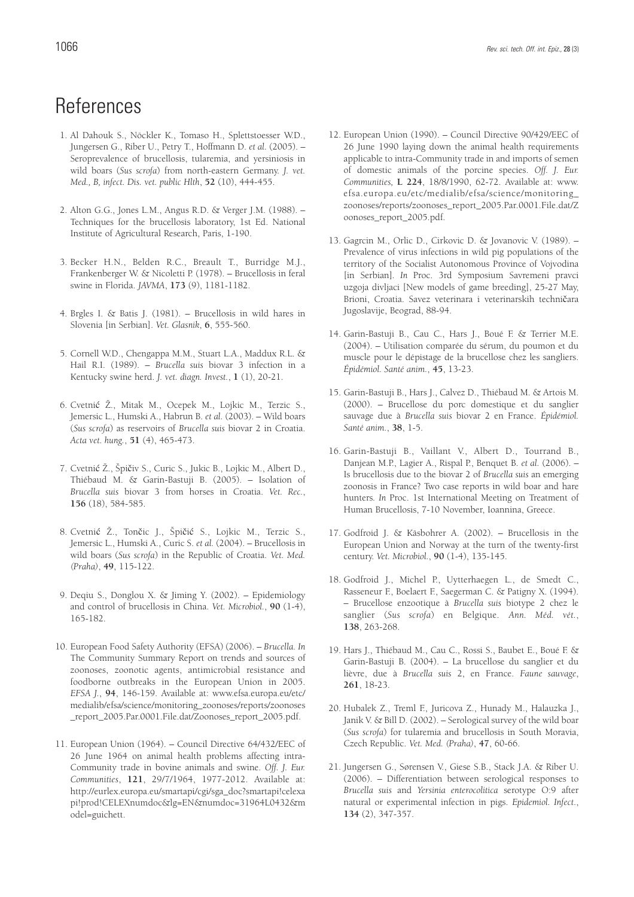# References

1. Al Dahouk S., Nöckler K., Tomaso H., Splettstoesser W.D., Jungersen G., Riber U., Petry T., Hoffmann D. *et al.* (2005). – Seroprevalence of brucellosis, tularemia, and yersiniosis in wild boars (*Sus scrofa*) from north-eastern Germany. *J. vet. Med., B, infect. Dis. vet. public Hlth*, **52** (10), 444-455.

2. Alton G.G., Jones L.M., Angus R.D. & Verger J.M. (1988). – Techniques for the brucellosis laboratory, 1st Ed. National Institute of Agricultural Research, Paris, 1-190.

3. Becker H.N., Belden R.C., Breault T., Burridge M.J., Frankenberger W. & Nicoletti P. (1978). – Brucellosis in feral swine in Florida. *JAVMA*, **173** (9), 1181-1182.

4. Brgles I. & Batis J. (1981). – Brucellosis in wild hares in Slovenia [in Serbian]. *Vet. Glasnik*, **6**, 555-560.

5. Cornell W.D., Chengappa M.M., Stuart L.A., Maddux R.L. & Hail R.I. (1989). – *Brucella suis* biovar 3 infection in a Kentucky swine herd. *J. vet. diagn. Invest.*, **1** (1), 20-21.

6. Cvetnić Ž., Mitak M., Ocepek M., Lojkic M., Terzic S., Jemersic L., Humski A., Habrun B. *et al.* (2003). – Wild boars (*Sus scrofa*) as reservoirs of *Brucella suis* biovar 2 in Croatia. *Acta vet. hung.*, **51** (4), 465-473.

7. Cvetnić Ž., Špičiv S., Curic S., Jukic B., Lojkic M., Albert D., Thiébaud M. & Garin-Bastuji B. (2005). – Isolation of *Brucella suis* biovar 3 from horses in Croatia. *Vet. Rec.*, **156** (18), 584-585.

8. Cvetnić Ž., Tončic J., Špičić S., Lojkic M., Terzic S., Jemersic L., Humski A., Curic S. *et al.* (2004). – Brucellosis in wild boars (*Sus scrofa*) in the Republic of Croatia. *Vet. Med. (Praha)*, **49**, 115-122.

9. Deqiu S., Donglou X. & Jiming Y. (2002). – Epidemiology and control of brucellosis in China. *Vet. Microbiol.*, **90** (1-4), 165-182.

10. European Food Safety Authority (EFSA) (2006). – *Brucella*. *In* The Community Summary Report on trends and sources of zoonoses, zoonotic agents, antimicrobial resistance and foodborne outbreaks in the European Union in 2005. *EFSA J.*, **94**, 146-159. Available at: www.efsa.europa.eu/etc/medialib/efsa/science/monitoring_zoonoses/reports/zoonoses_report_2005.Par.0001.File.dat/Zoonoses_report_2005.pdf.

11. European Union (1964). – Council Directive 64/432/EEC of 26 June 1964 on animal health problems affecting intra-Community trade in bovine animals and swine. *Off. J. Eur. Communities*, **121**, 29/7/1964, 1977-2012. Available at: http://eurlex.europa.eu/smartapi/cgi/sga_doc?smartapi!celexapi!prod!CELEXnumdoc&lg=EN&numdoc=31964L0432&model=guichett.

12. European Union (1990). – Council Directive 90/429/EEC of 26 June 1990 laying down the animal health requirements applicable to intra-Community trade in and imports of semen of domestic animals of the porcine species. *Off. J. Eur. Communities,* **L 224**, 18/8/1990, 62-72. Available at: www.efsa.europa.eu/etc/medialib/efsa/science/monitoring_zoonoses/reports/zoonoses_report_2005.Par.0001.File.dat/Zoonoses_report_2005.pdf.

13. Gagrcin M., Orlic D., Cirkovic D. & Jovanovic V. (1989). – Prevalence of virus infections in wild pig populations of the territory of the Socialist Autonomous Province of Vojvodina [in Serbian]. *In* Proc. 3rd Symposium Savremeni pravci uzgoja divljaci [New models of game breeding], 25-27 May, Brioni, Croatia. Savez veterinara i veterinarskih tehničara Jugoslavije, Beograd, 88-94.

14. Garin-Bastuji B., Cau C., Hars J., Boué F. & Terrier M.E. (2004). – Utilisation comparée du sérum, du poumon et du muscle pour le dépistage de la brucellose chez les sangliers. *Épidémiol. Santé anim.*, **45**, 13-23.

15. Garin-Bastuji B., Hars J., Calvez D., Thiébaud M. & Artois M. (2000). – Brucellose du porc domestique et du sanglier sauvage due à *Brucella suis* biovar 2 en France. *Épidémiol. Santé anim.*, **38**, 1-5.

16. Garin-Bastuji B., Vaillant V., Albert D., Tourrand B., Danjean M.P., Lagier A., Rispal P., Benquet B. *et al.* (2006). – Is brucellosis due to the biovar 2 of *Brucella suis* an emerging zoonosis in France? Two case reports in wild boar and hare hunters. *In* Proc. 1st International Meeting on Treatment of Human Brucellosis, 7-10 November, Ioannina, Greece.

17. Godfroid J. & Käsbohrer A. (2002). – Brucellosis in the European Union and Norway at the turn of the twenty-first century. *Vet. Microbiol.*, **90** (1-4), 135-145.

18. Godfroid J., Michel P., Uytterhaegen L., de Smedt C., Rasseneur F., Boelaert F., Saegerman C. & Patigny X. (1994). – Brucellose enzootique à *Brucella suis* biotype 2 chez le sanglier (*Sus scrofa*) en Belgique. *Ann. Méd. vét.*, **138**, 263-268.

19. Hars J., Thiébaud M., Cau C., Rossi S., Baubet E., Boué F. & Garin-Bastuji B. (2004). – La brucellose du sanglier et du lièvre, due à *Brucella suis* 2, en France. *Faune sauvage*, **261**, 18-23.

20. Hubalek Z., Treml F., Juricova Z., Hunady M., Halauzka J., Janik V. & Bill D. (2002). – Serological survey of the wild boar (*Sus scrofa*) for tularemia and brucellosis in South Moravia, Czech Republic. *Vet. Med. (Praha)*, **47**, 60-66.

21. Jungersen G., Sørensen V., Giese S.B., Stack J.A. & Riber U. (2006). – Differentiation between serological responses to *Brucella suis* and *Yersinia enterocolitica* serotype O:9 after natural or experimental infection in pigs. *Epidemiol. Infect.*, **134** (2), 347-357.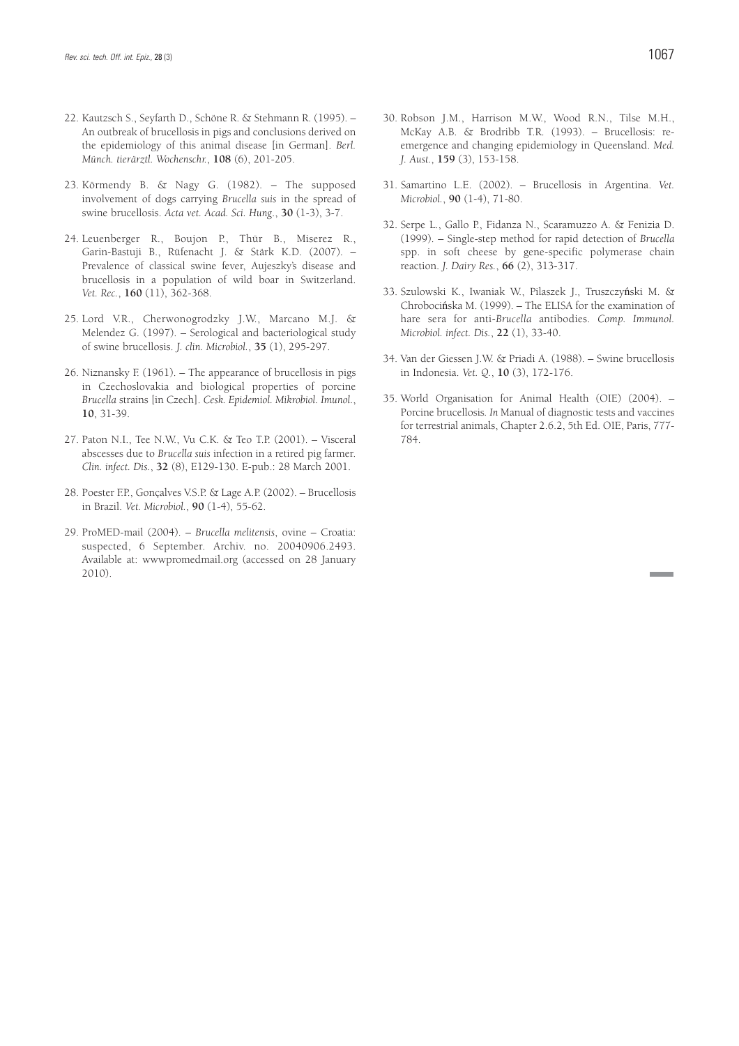22. Kautzsch S., Seyfarth D., Schöne R. & Stehmann R. (1995). – An outbreak of brucellosis in pigs and conclusions derived on the epidemiology of this animal disease [in German]. *Berl. Münch. tierärztl. Wochenschr.*, **108** (6), 201-205.

23. Körmendy B. & Nagy G. (1982). – The supposed involvement of dogs carrying *Brucella suis* in the spread of swine brucellosis. *Acta vet. Acad. Sci. Hung.*, **30** (1-3), 3-7.

24. Leuenberger R., Boujon P., Thür B., Miserez R., Garin-Bastuji B., Rüfenacht J. & Stärk K.D. (2007). – Prevalence of classical swine fever, Aujeszky's disease and brucellosis in a population of wild boar in Switzerland. *Vet. Rec.*, **160** (11), 362-368.

25. Lord V.R., Cherwonogrodzky J.W., Marcano M.J. & Melendez G. (1997). – Serological and bacteriological study of swine brucellosis. *J. clin. Microbiol.*, **35** (1), 295-297.

26. Niznansky F. (1961). – The appearance of brucellosis in pigs in Czechoslovakia and biological properties of porcine *Brucella* strains [in Czech]. *Cesk. Epidemiol. Mikrobiol. Imunol.*, **10**, 31-39.

27. Paton N.I., Tee N.W., Vu C.K. & Teo T.P. (2001). – Visceral abscesses due to *Brucella suis* infection in a retired pig farmer. *Clin. infect. Dis.*, **32** (8), E129-130. E-pub.: 28 March 2001.

28. Poester F.P., Gonçalves V.S.P. & Lage A.P. (2002). – Brucellosis in Brazil. *Vet. Microbiol.*, **90** (1-4), 55-62.

29. ProMED-mail (2004). – *Brucella melitensis*, ovine – Croatia: suspected, 6 September. Archiv. no. 20040906.2493. Available at: wwwpromedmail.org (accessed on 28 January 2010).

30. Robson J.M., Harrison M.W., Wood R.N., Tilse M.H., McKay A.B. & Brodribb T.R. (1993). – Brucellosis: re-emergence and changing epidemiology in Queensland. *Med. J. Aust.*, **159** (3), 153-158.

31. Samartino L.E. (2002). – Brucellosis in Argentina. *Vet. Microbiol.*, **90** (1-4), 71-80.

32. Serpe L., Gallo P., Fidanza N., Scaramuzzo A. & Fenizia D. (1999). – Single-step method for rapid detection of *Brucella* spp. in soft cheese by gene-specific polymerase chain reaction. *J. Dairy Res.*, **66** (2), 313-317.

33. Szulowski K., Iwaniak W., Pilaszek J., Truszczyński M. & Chrobocińska M. (1999). – The ELISA for the examination of hare sera for anti-*Brucella* antibodies. *Comp. Immunol. Microbiol. infect. Dis.*, **22** (1), 33-40.

34. Van der Giessen J.W. & Priadi A. (1988). – Swine brucellosis in Indonesia. *Vet. Q.*, **10** (3), 172-176.

35. World Organisation for Animal Health (OIE) (2004). – Porcine brucellosis. *In* Manual of diagnostic tests and vaccines for terrestrial animals, Chapter 2.6.2, 5th Ed. OIE, Paris, 777-784.